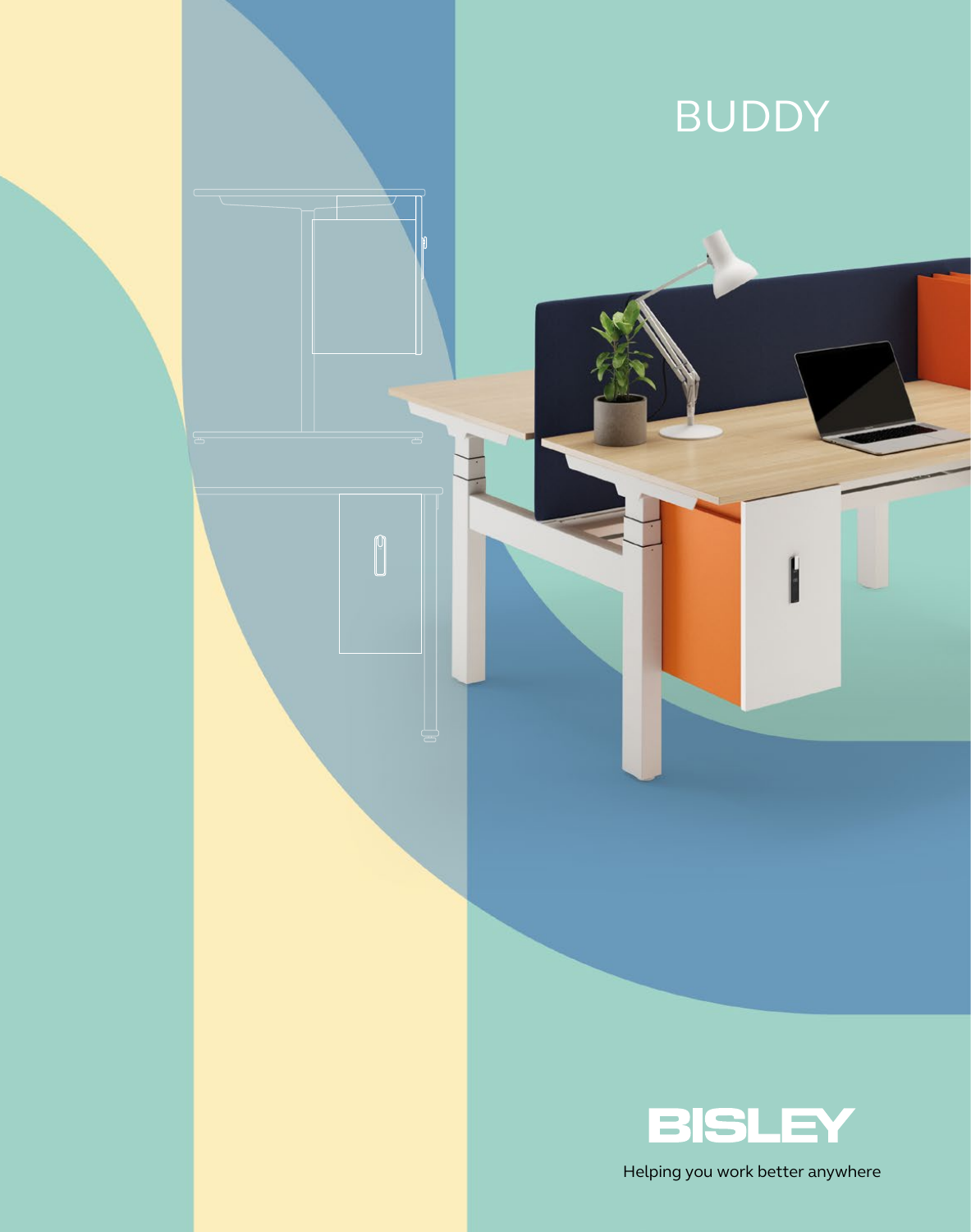# BUDDY

BISLEY

Helping you work better anywhere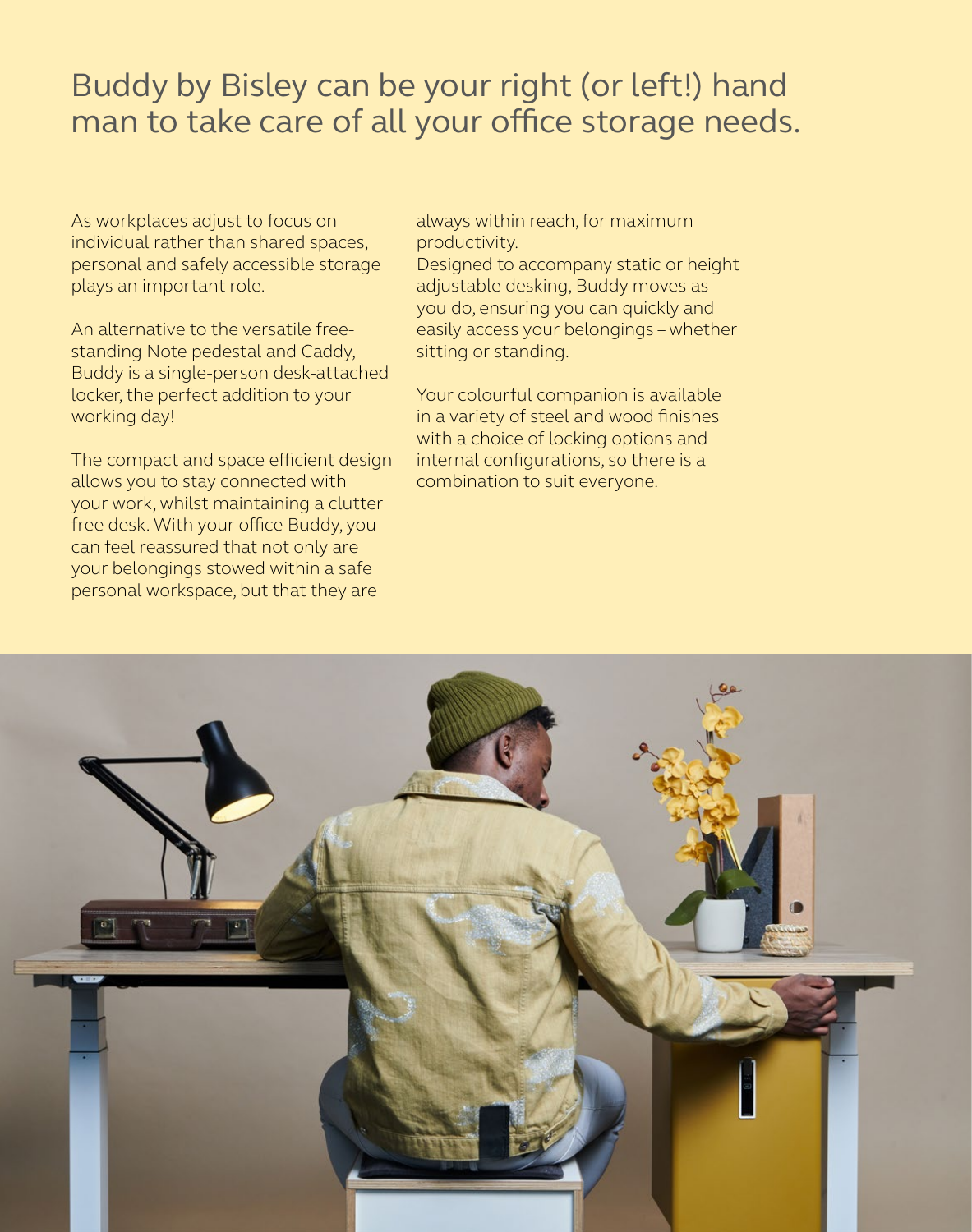# Buddy by Bisley can be your right (or left!) hand man to take care of all your office storage needs.

As workplaces adjust to focus on individual rather than shared spaces, personal and safely accessible storage plays an important role.

An alternative to the versatile free-standing Note pedestal and Caddy, Buddy is a single-person desk-attached locker, the perfect addition to your working day!

The compact and space efficient design allows you to stay connected with your work, whilst maintaining a clutter free desk. With your office Buddy, you can feel reassured that not only are your belongings stowed within a safe personal workspace, but that they are always within reach, for maximum productivity.
Designed to accompany static or height adjustable desking, Buddy moves as you do, ensuring you can quickly and easily access your belongings – whether sitting or standing.

Your colourful companion is available in a variety of steel and wood finishes with a choice of locking options and internal configurations, so there is a combination to suit everyone.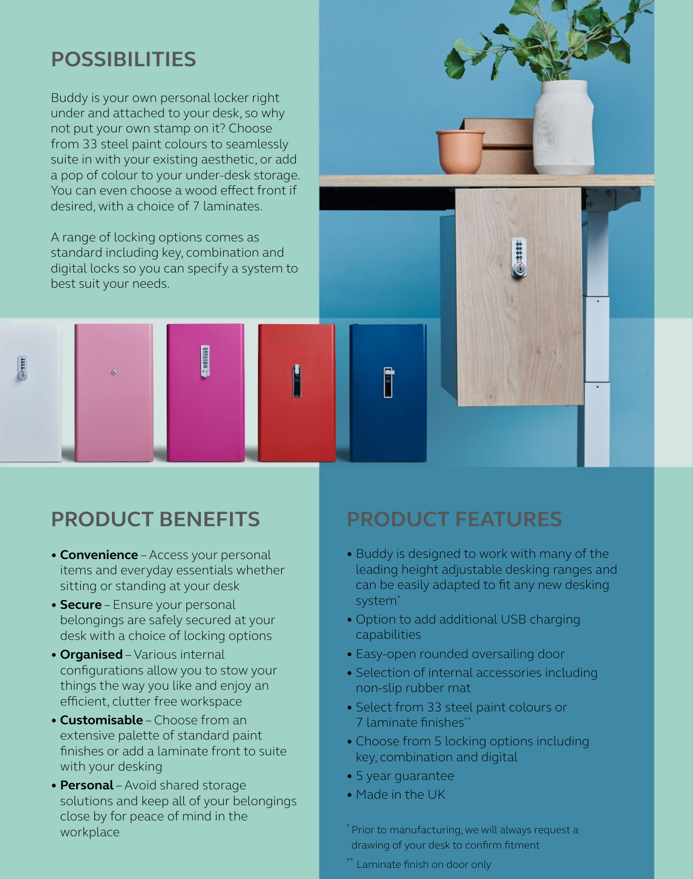## POSSIBILITIES

Buddy is your own personal locker right under and attached to your desk, so why not put your own stamp on it? Choose from 33 steel paint colours to seamlessly suite in with your existing aesthetic, or add a pop of colour to your under-desk storage. You can even choose a wood effect front if desired, with a choice of 7 laminates.

A range of locking options comes as standard including key, combination and digital locks so you can specify a system to best suit your needs.

## PRODUCT BENEFITS

- **Convenience** – Access your personal items and everyday essentials whether sitting or standing at your desk
- **Secure** – Ensure your personal belongings are safely secured at your desk with a choice of locking options
- **Organised** – Various internal configurations allow you to stow your things the way you like and enjoy an efficient, clutter free workspace
- **Customisable** – Choose from an extensive palette of standard paint finishes or add a laminate front to suite with your desking
- **Personal** – Avoid shared storage solutions and keep all of your belongings close by for peace of mind in the workplace

## PRODUCT FEATURES

- Buddy is designed to work with many of the leading height adjustable desking ranges and can be easily adapted to fit any new desking system*
- Option to add additional USB charging capabilities
- Easy-open rounded oversailing door
- Selection of internal accessories including non-slip rubber mat
- Select from 33 steel paint colours or 7 laminate finishes**
- Choose from 5 locking options including key, combination and digital
- 5 year guarantee
- Made in the UK

* Prior to manufacturing, we will always request a drawing of your desk to confirm fitment

** Laminate finish on door only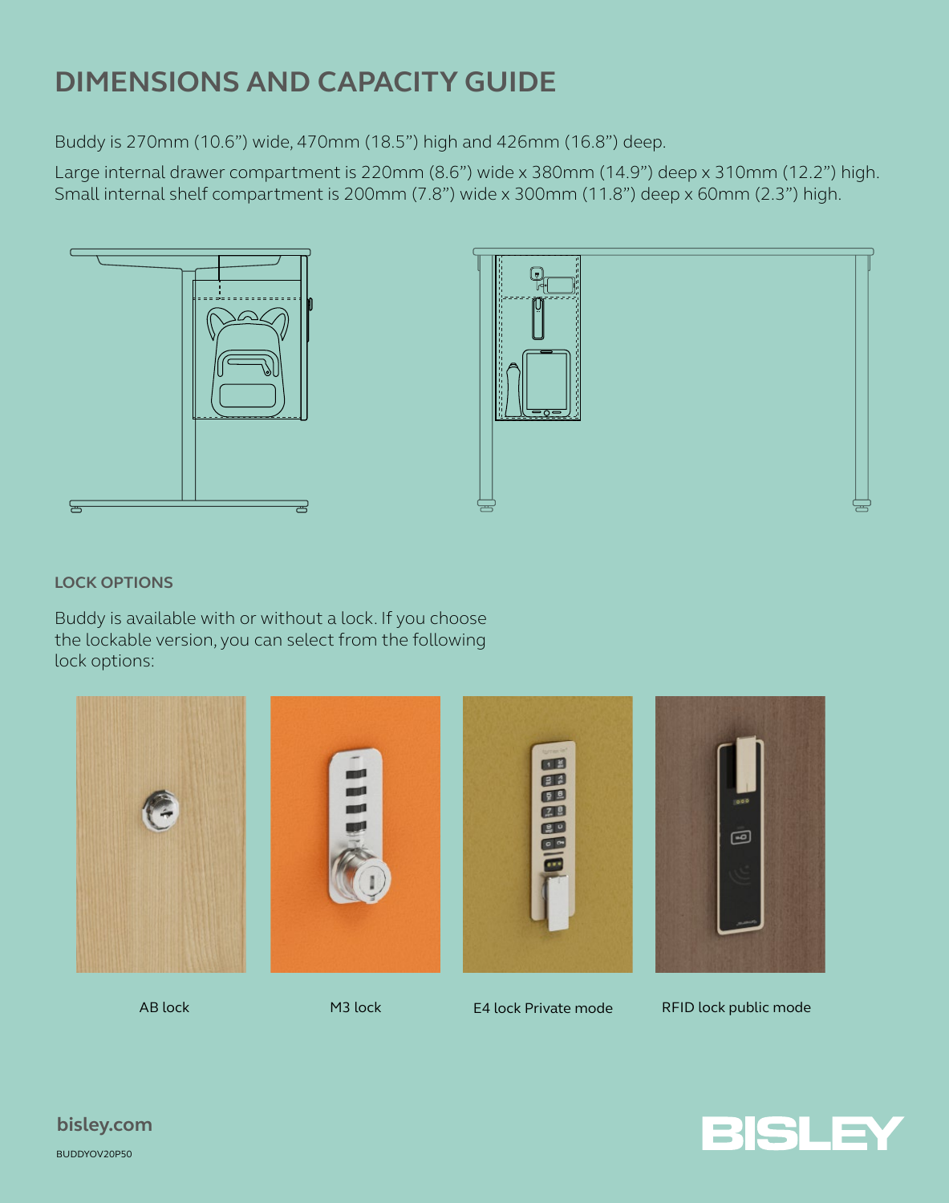# DIMENSIONS AND CAPACITY GUIDE

Buddy is 270mm (10.6") wide, 470mm (18.5") high and 426mm (16.8") deep.

Large internal drawer compartment is 220mm (8.6") wide x 380mm (14.9") deep x 310mm (12.2") high.
Small internal shelf compartment is 200mm (7.8") wide x 300mm (11.8") deep x 60mm (2.3") high.

## LOCK OPTIONS

Buddy is available with or without a lock. If you choose the lockable version, you can select from the following lock options:

AB lock

M3 lock

E4 lock Private mode

RFID lock public mode

**bisley.com**

BUDDYOV20P50